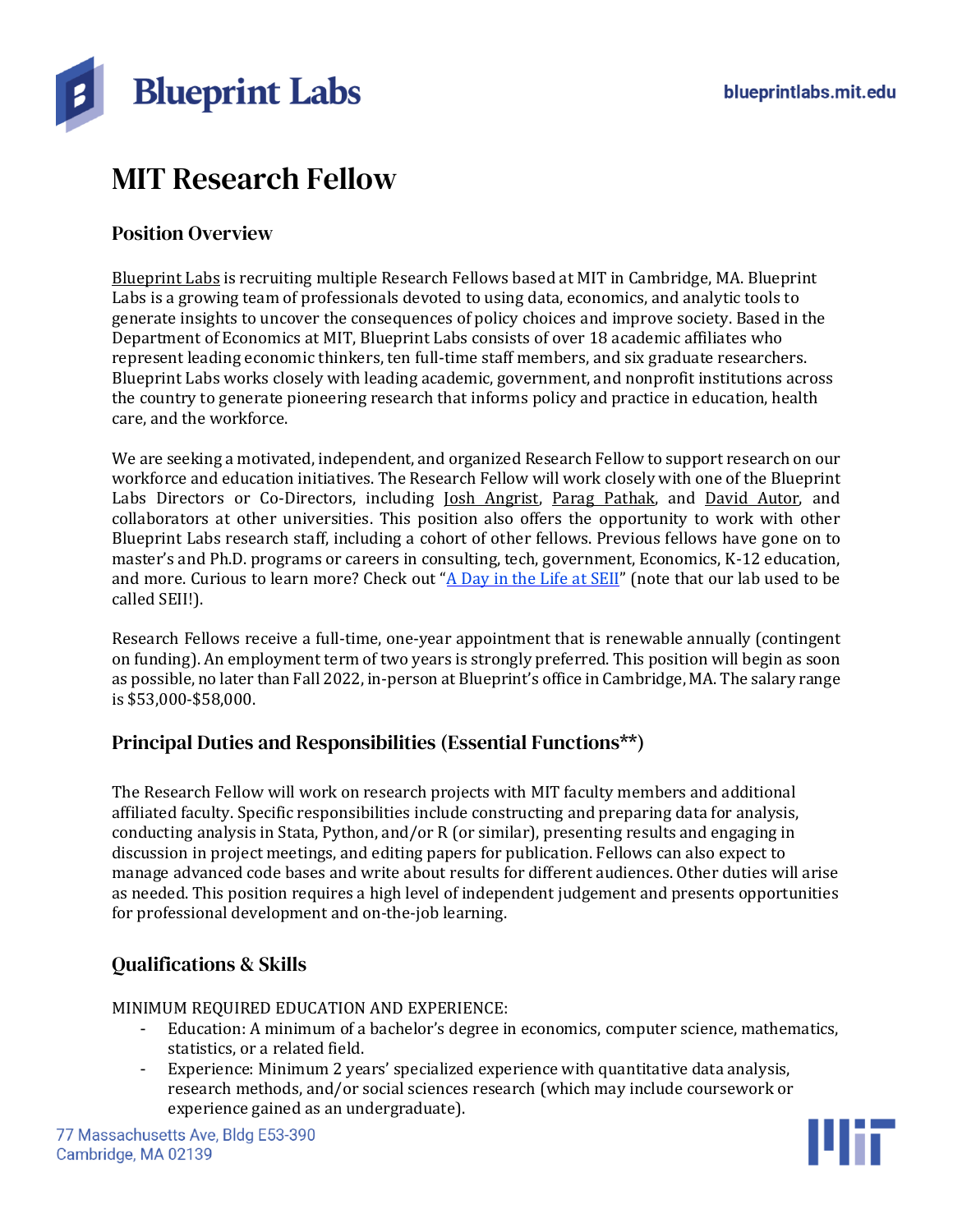# MIT Research Fellow

## Position Overview

Blueprint Labs is recruiting multiple Research Fellows based at MIT in Cambridge, MA. Blueprint Labs is a growing team of professionals devoted to using data, economics, and analytic tools to generate insights to uncover the consequences of policy choices and improve society. Based in the Department of Economics at MIT, Blueprint Labs consists of over 18 academic affiliates who represent leading economic thinkers, ten full-time staff members, and six graduate researchers. Blueprint Labs works closely with leading academic, government, and nonprofit institutions across the country to generate pioneering research that informs policy and practice in education, health care, and the workforce.

We are seeking a motivated, independent, and organized Research Fellow to support research on our workforce and education initiatives. The Research Fellow will work closely with one of the Blueprint Labs Directors or Co-Directors, including Josh Angrist, Parag Pathak, and David Autor, and collaborators at other universities. This position also offers the opportunity to work with other Blueprint Labs research staff, including a cohort of other fellows. Previous fellows have gone on to master's and Ph.D. programs or careers in consulting, tech, government, Economics, K-12 education, and more. Curious to learn more? Check out "A Day in the Life at SEII" (note that our lab used to be called SEII!).

Research Fellows receive a full-time, one-year appointment that is renewable annually (contingent on funding). An employment term of two years is strongly preferred. This position will begin as soon as possible, no later than Fall 2022, in-person at Blueprint's office in Cambridge, MA. The salary range is $53,000-$58,000.

## Principal Duties and Responsibilities (Essential Functions**)

The Research Fellow will work on research projects with MIT faculty members and additional affiliated faculty. Specific responsibilities include constructing and preparing data for analysis, conducting analysis in Stata, Python, and/or R (or similar), presenting results and engaging in discussion in project meetings, and editing papers for publication. Fellows can also expect to manage advanced code bases and write about results for different audiences. Other duties will arise as needed. This position requires a high level of independent judgement and presents opportunities for professional development and on-the-job learning.

## Qualifications & Skills

MINIMUM REQUIRED EDUCATION AND EXPERIENCE:

- Education: A minimum of a bachelor's degree in economics, computer science, mathematics, statistics, or a related field.
- Experience: Minimum 2 years' specialized experience with quantitative data analysis, research methods, and/or social sciences research (which may include coursework or experience gained as an undergraduate).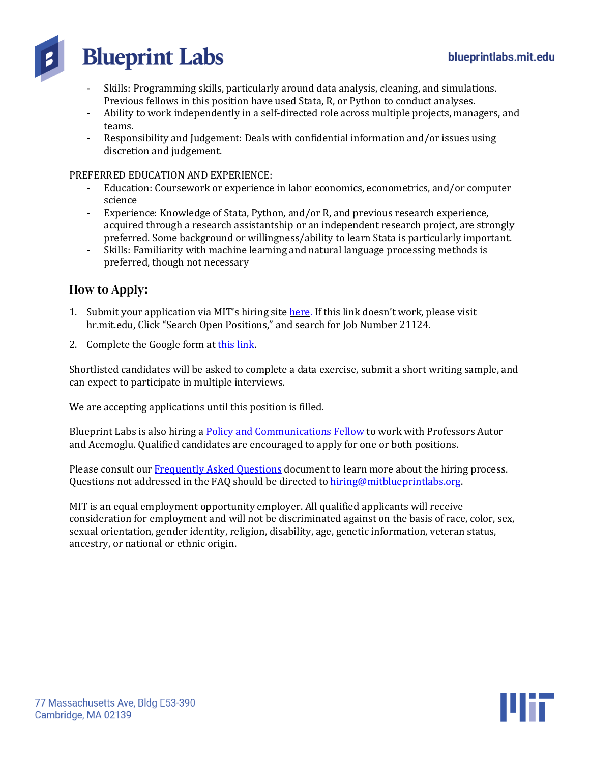- Skills: Programming skills, particularly around data analysis, cleaning, and simulations. Previous fellows in this position have used Stata, R, or Python to conduct analyses.
- Ability to work independently in a self-directed role across multiple projects, managers, and teams.
- Responsibility and Judgement: Deals with confidential information and/or issues using discretion and judgement.

PREFERRED EDUCATION AND EXPERIENCE:

- Education: Coursework or experience in labor economics, econometrics, and/or computer science
- Experience: Knowledge of Stata, Python, and/or R, and previous research experience, acquired through a research assistantship or an independent research project, are strongly preferred. Some background or willingness/ability to learn Stata is particularly important.
- Skills: Familiarity with machine learning and natural language processing methods is preferred, though not necessary

## How to Apply:

1. Submit your application via MIT's hiring site here. If this link doesn't work, please visit hr.mit.edu, Click "Search Open Positions," and search for Job Number 21124.
2. Complete the Google form at this link.

Shortlisted candidates will be asked to complete a data exercise, submit a short writing sample, and can expect to participate in multiple interviews.

We are accepting applications until this position is filled.

Blueprint Labs is also hiring a Policy and Communications Fellow to work with Professors Autor and Acemoglu. Qualified candidates are encouraged to apply for one or both positions.

Please consult our Frequently Asked Questions document to learn more about the hiring process. Questions not addressed in the FAQ should be directed to hiring@mitblueprintlabs.org.

MIT is an equal employment opportunity employer. All qualified applicants will receive consideration for employment and will not be discriminated against on the basis of race, color, sex, sexual orientation, gender identity, religion, disability, age, genetic information, veteran status, ancestry, or national or ethnic origin.